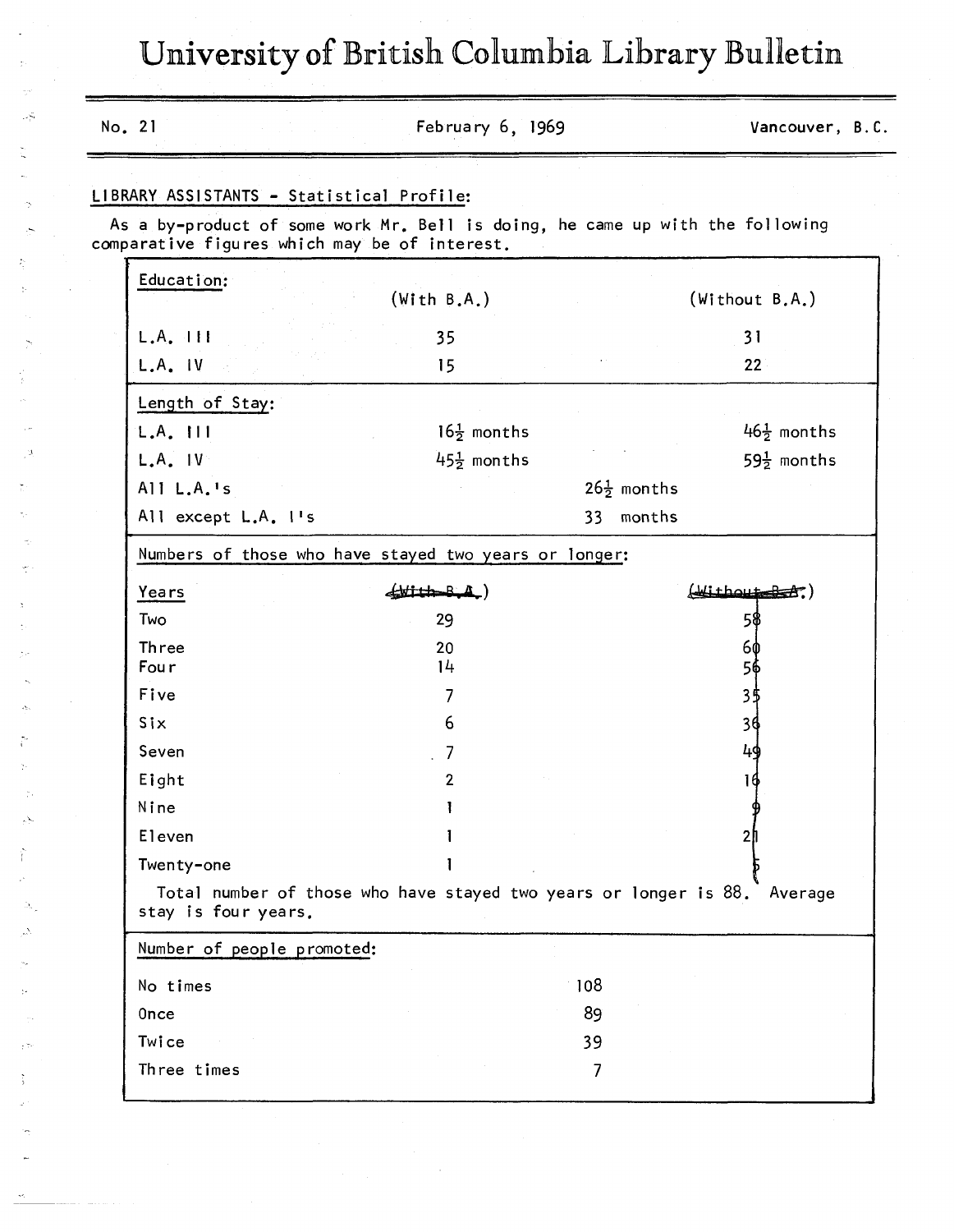# University of British Columbia Library Bulletin

No. 21 | February 6, 1969 | Vancouver, B.C.

## LIBRARY ASSISTANTS - Statistical Profile:

As a by-product of some work Mr. Bell is doing, he came up with the following comparative figures which may be of interest.

**Education:**

| | (With B.A.) | (Without B.A.) |
|---|---|---|
| L.A. III | 35 | 31 |
| L.A. IV | 15 | 22 |

**Length of Stay:**

| | (With B.A.) | | (Without B.A.) |
|---|---|---|---|
| L.A. III | 16½ months | | 46½ months |
| L.A. IV | 45½ months | | 59½ months |
| All L.A.'s | | 26½ months | |
| All except L.A. I's | | 33 months | |

**Numbers of those who have stayed two years or longer:**

| Years | ~~(With B.A.)~~ | ~~(Without B.A.)~~ |
|---|---|---|
| Two | 29 | ~~58~~ |
| Three | 20 | ~~60~~ |
| Four | 14 | ~~56~~ |
| Five | 7 | ~~35~~ |
| Six | 6 | ~~36~~ |
| Seven | 7 | ~~49~~ |
| Eight | 2 | ~~16~~ |
| Nine | 1 | ~~9~~ |
| Eleven | 1 | ~~21~~ |
| Twenty-one | 1 | ~~5~~ |

Total number of those who have stayed two years or longer is 88. Average stay is four years.

**Number of people promoted:**

| | |
|---|---|
| No times | 108 |
| Once | 89 |
| Twice | 39 |
| Three times | 7 |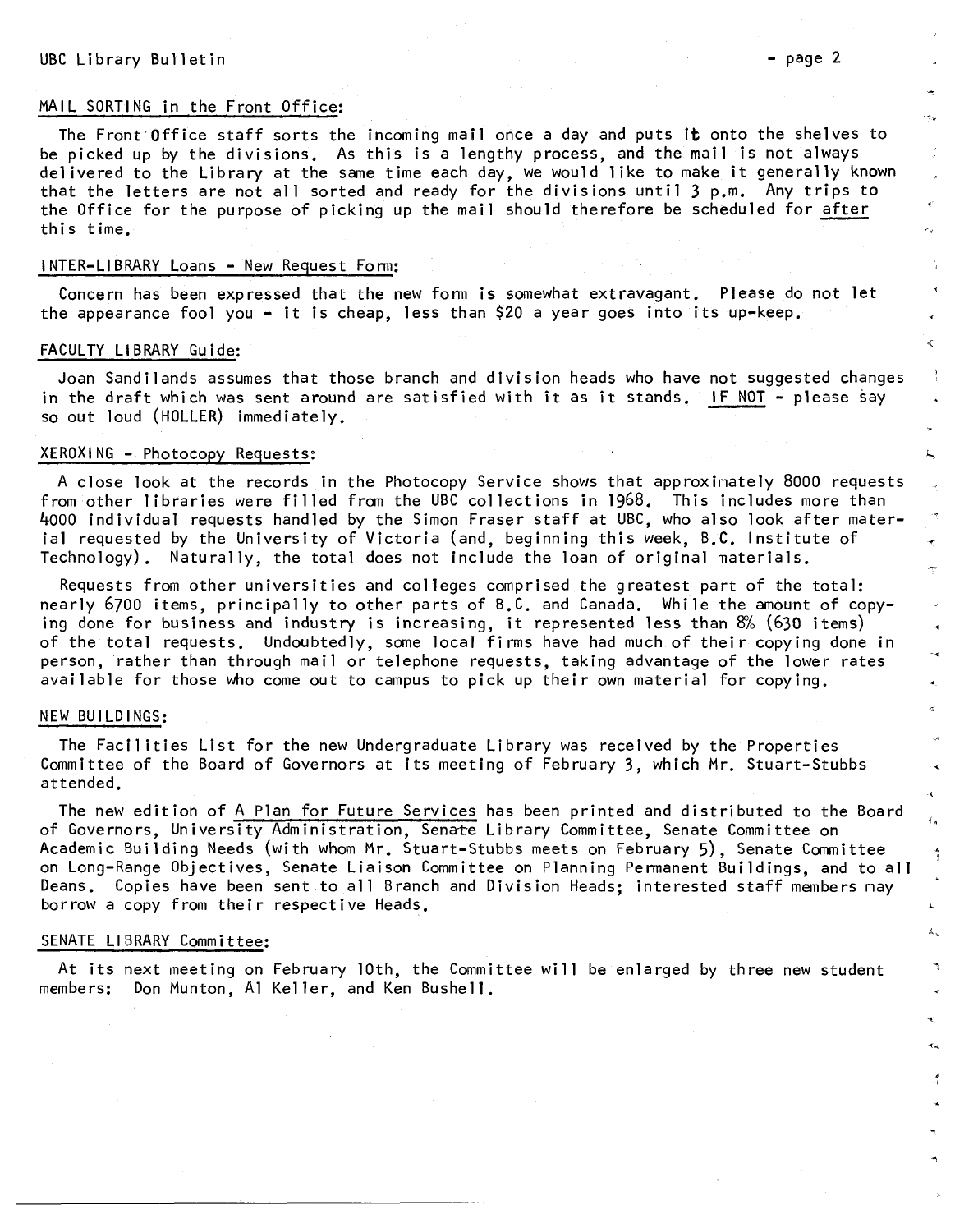## MAIL SORTING in the Front Office:

The Front Office staff sorts the incoming mail once a day and puts it onto the shelves to be picked up by the divisions. As this is a lengthy process, and the mail is not always delivered to the Library at the same time each day, we would like to make it generally known that the letters are not all sorted and ready for the divisions until 3 p.m. Any trips to the Office for the purpose of picking up the mail should therefore be scheduled for after this time.

## INTER-LIBRARY Loans - New Request Form:

Concern has been expressed that the new form is somewhat extravagant. Please do not let the appearance fool you - it is cheap, less than $20 a year goes into its up-keep.

## FACULTY LIBRARY Guide:

Joan Sandilands assumes that those branch and division heads who have not suggested changes in the draft which was sent around are satisfied with it as it stands. IF NOT - please say so out loud (HOLLER) immediately.

## XEROXING - Photocopy Requests:

A close look at the records in the Photocopy Service shows that approximately 8000 requests from other libraries were filled from the UBC collections in 1968. This includes more than 4000 individual requests handled by the Simon Fraser staff at UBC, who also look after material requested by the University of Victoria (and, beginning this week, B.C. Institute of Technology). Naturally, the total does not include the loan of original materials.

Requests from other universities and colleges comprised the greatest part of the total: nearly 6700 items, principally to other parts of B.C. and Canada. While the amount of copying done for business and industry is increasing, it represented less than 8% (630 items) of the total requests. Undoubtedly, some local firms have had much of their copying done in person, rather than through mail or telephone requests, taking advantage of the lower rates available for those who come out to campus to pick up their own material for copying.

## NEW BUILDINGS:

The Facilities List for the new Undergraduate Library was received by the Properties Committee of the Board of Governors at its meeting of February 3, which Mr. Stuart-Stubbs attended.

The new edition of A Plan for Future Services has been printed and distributed to the Board of Governors, University Administration, Senate Library Committee, Senate Committee on Academic Building Needs (with whom Mr. Stuart-Stubbs meets on February 5), Senate Committee on Long-Range Objectives, Senate Liaison Committee on Planning Permanent Buildings, and to all Deans. Copies have been sent to all Branch and Division Heads; interested staff members may borrow a copy from their respective Heads.

## SENATE LIBRARY Committee:

At its next meeting on February 10th, the Committee will be enlarged by three new student members: Don Munton, Al Keller, and Ken Bushell.